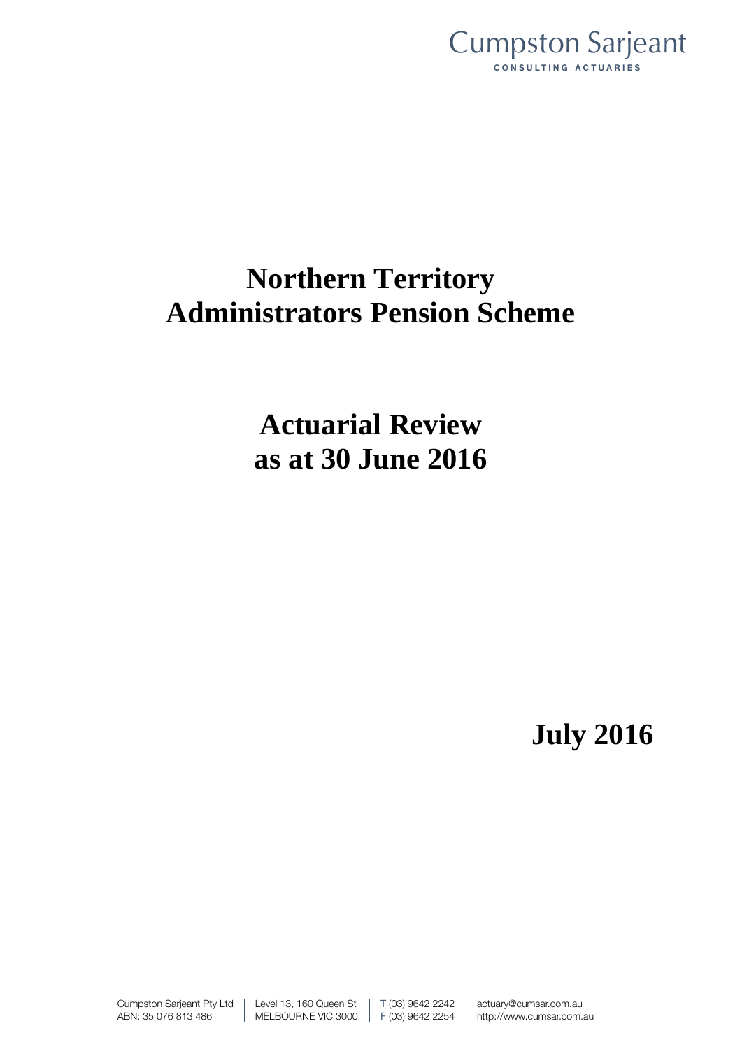Cumpston Sarjeant

CONSULTING ACTUARIES

# Northern Territory Administrators Pension Scheme

# Actuarial Review as at 30 June 2016

**July 2016**

Cumpston Sarjeant Pty Ltd | Level 13, 160 Queen St | T (03) 9642 2242 | actuary@cumsar.com.au
ABN: 35 076 813 486 | MELBOURNE VIC 3000 | F (03) 9642 2254 | http://www.cumsar.com.au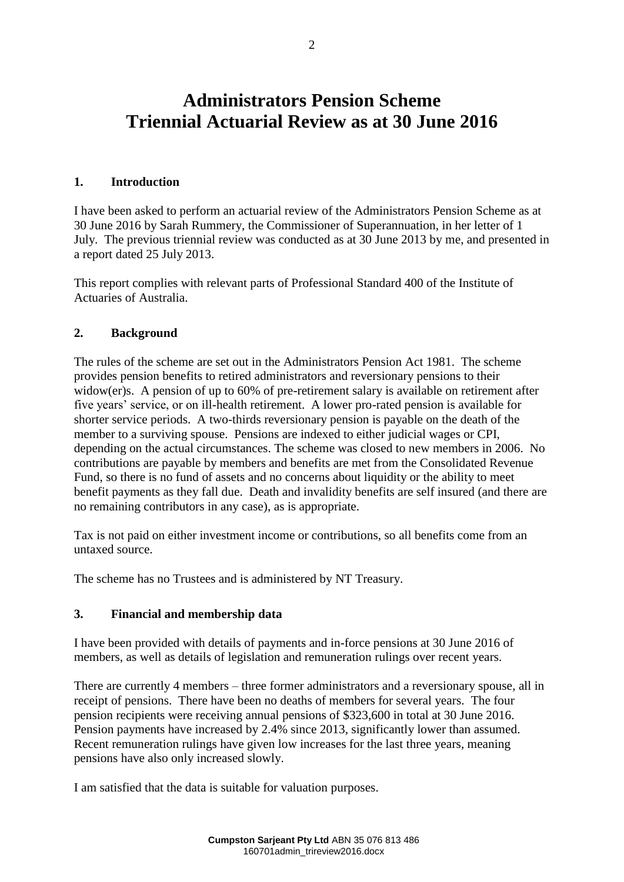# Administrators Pension Scheme
# Triennial Actuarial Review as at 30 June 2016

## 1. Introduction

I have been asked to perform an actuarial review of the Administrators Pension Scheme as at 30 June 2016 by Sarah Rummery, the Commissioner of Superannuation, in her letter of 1 July. The previous triennial review was conducted as at 30 June 2013 by me, and presented in a report dated 25 July 2013.

This report complies with relevant parts of Professional Standard 400 of the Institute of Actuaries of Australia.

## 2. Background

The rules of the scheme are set out in the Administrators Pension Act 1981. The scheme provides pension benefits to retired administrators and reversionary pensions to their widow(er)s. A pension of up to 60% of pre-retirement salary is available on retirement after five years' service, or on ill-health retirement. A lower pro-rated pension is available for shorter service periods. A two-thirds reversionary pension is payable on the death of the member to a surviving spouse. Pensions are indexed to either judicial wages or CPI, depending on the actual circumstances. The scheme was closed to new members in 2006. No contributions are payable by members and benefits are met from the Consolidated Revenue Fund, so there is no fund of assets and no concerns about liquidity or the ability to meet benefit payments as they fall due. Death and invalidity benefits are self insured (and there are no remaining contributors in any case), as is appropriate.

Tax is not paid on either investment income or contributions, so all benefits come from an untaxed source.

The scheme has no Trustees and is administered by NT Treasury.

## 3. Financial and membership data

I have been provided with details of payments and in-force pensions at 30 June 2016 of members, as well as details of legislation and remuneration rulings over recent years.

There are currently 4 members – three former administrators and a reversionary spouse, all in receipt of pensions. There have been no deaths of members for several years. The four pension recipients were receiving annual pensions of $323,600 in total at 30 June 2016. Pension payments have increased by 2.4% since 2013, significantly lower than assumed. Recent remuneration rulings have given low increases for the last three years, meaning pensions have also only increased slowly.

I am satisfied that the data is suitable for valuation purposes.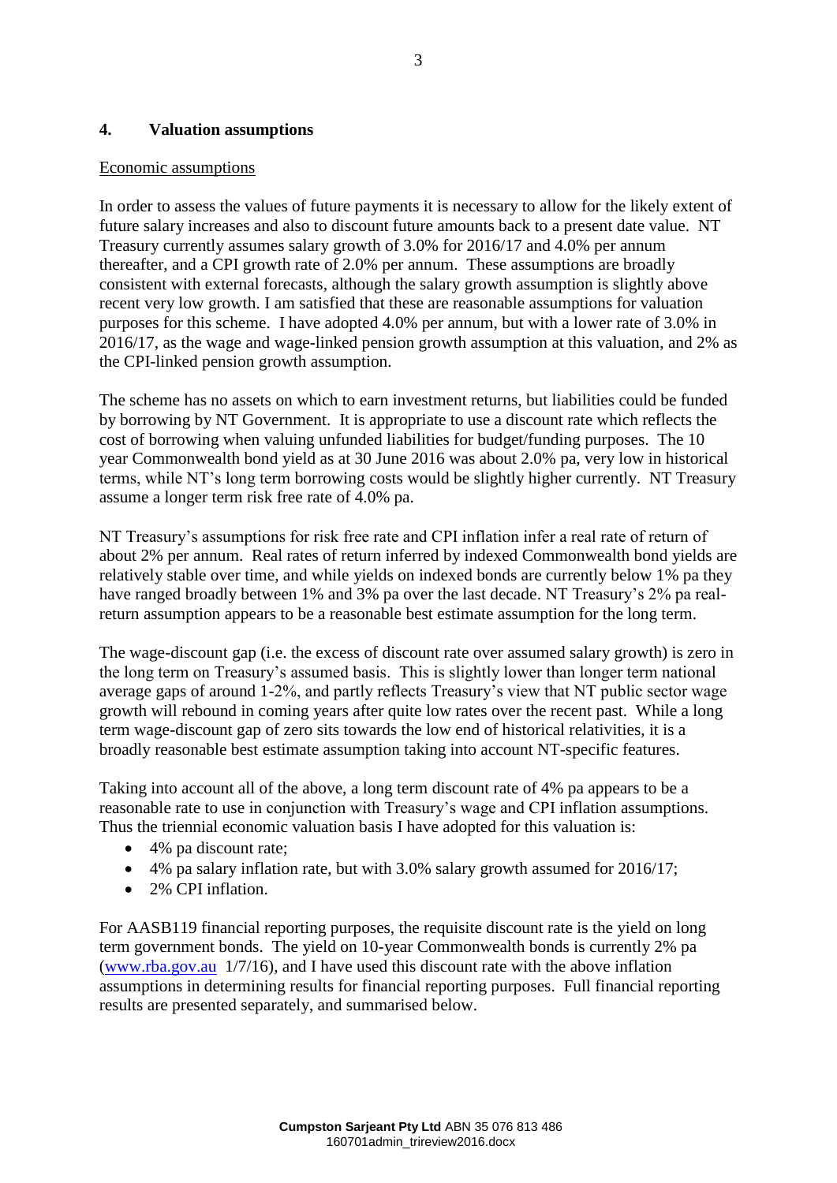## 4. Valuation assumptions

Economic assumptions

In order to assess the values of future payments it is necessary to allow for the likely extent of future salary increases and also to discount future amounts back to a present date value. NT Treasury currently assumes salary growth of 3.0% for 2016/17 and 4.0% per annum thereafter, and a CPI growth rate of 2.0% per annum. These assumptions are broadly consistent with external forecasts, although the salary growth assumption is slightly above recent very low growth. I am satisfied that these are reasonable assumptions for valuation purposes for this scheme. I have adopted 4.0% per annum, but with a lower rate of 3.0% in 2016/17, as the wage and wage-linked pension growth assumption at this valuation, and 2% as the CPI-linked pension growth assumption.

The scheme has no assets on which to earn investment returns, but liabilities could be funded by borrowing by NT Government. It is appropriate to use a discount rate which reflects the cost of borrowing when valuing unfunded liabilities for budget/funding purposes. The 10 year Commonwealth bond yield as at 30 June 2016 was about 2.0% pa, very low in historical terms, while NT's long term borrowing costs would be slightly higher currently. NT Treasury assume a longer term risk free rate of 4.0% pa.

NT Treasury's assumptions for risk free rate and CPI inflation infer a real rate of return of about 2% per annum. Real rates of return inferred by indexed Commonwealth bond yields are relatively stable over time, and while yields on indexed bonds are currently below 1% pa they have ranged broadly between 1% and 3% pa over the last decade. NT Treasury's 2% pa real-return assumption appears to be a reasonable best estimate assumption for the long term.

The wage-discount gap (i.e. the excess of discount rate over assumed salary growth) is zero in the long term on Treasury's assumed basis. This is slightly lower than longer term national average gaps of around 1-2%, and partly reflects Treasury's view that NT public sector wage growth will rebound in coming years after quite low rates over the recent past. While a long term wage-discount gap of zero sits towards the low end of historical relativities, it is a broadly reasonable best estimate assumption taking into account NT-specific features.

Taking into account all of the above, a long term discount rate of 4% pa appears to be a reasonable rate to use in conjunction with Treasury's wage and CPI inflation assumptions. Thus the triennial economic valuation basis I have adopted for this valuation is:

- 4% pa discount rate;
- 4% pa salary inflation rate, but with 3.0% salary growth assumed for 2016/17;
- 2% CPI inflation.

For AASB119 financial reporting purposes, the requisite discount rate is the yield on long term government bonds. The yield on 10-year Commonwealth bonds is currently 2% pa (www.rba.gov.au 1/7/16), and I have used this discount rate with the above inflation assumptions in determining results for financial reporting purposes. Full financial reporting results are presented separately, and summarised below.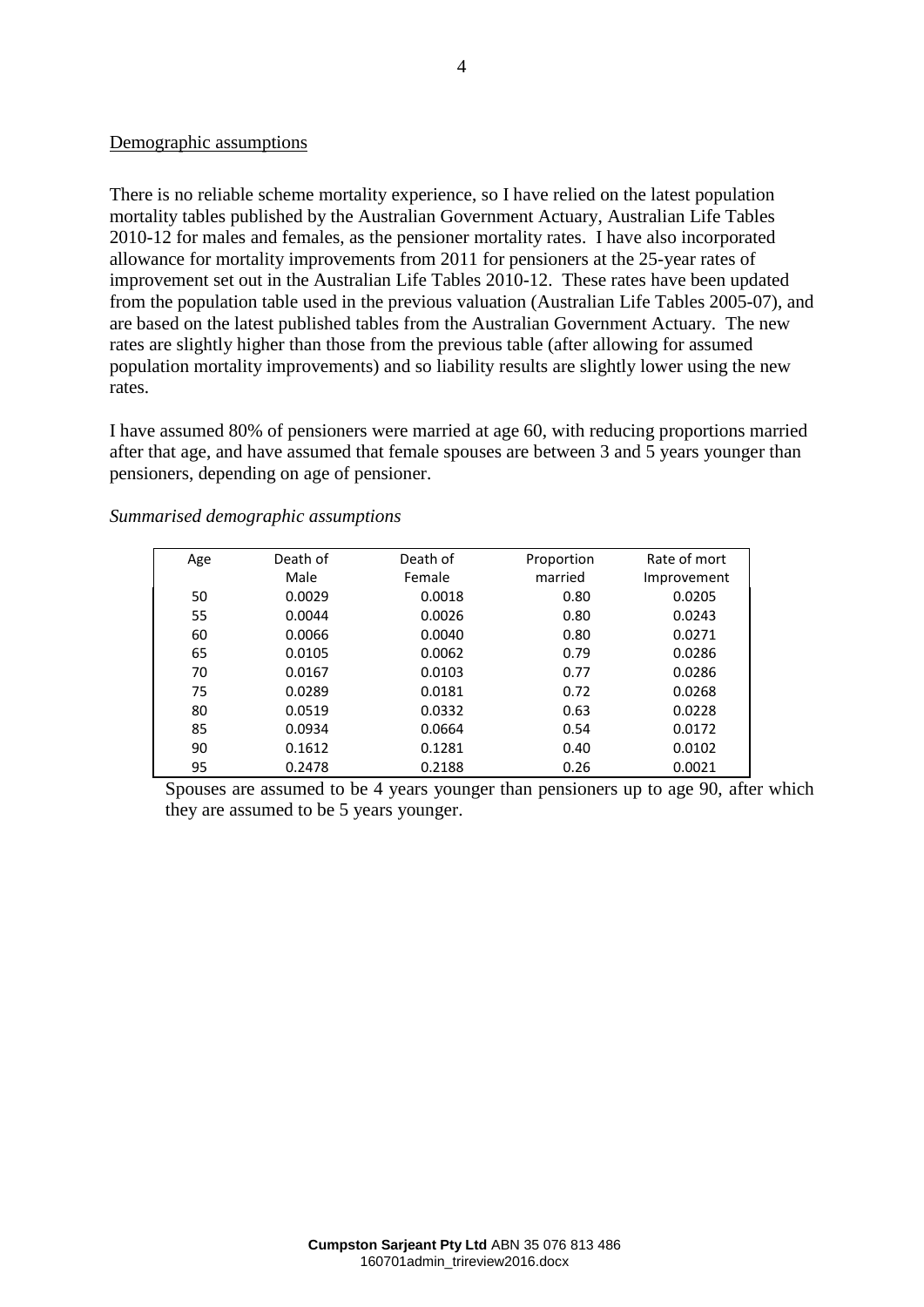Demographic assumptions

There is no reliable scheme mortality experience, so I have relied on the latest population mortality tables published by the Australian Government Actuary, Australian Life Tables 2010-12 for males and females, as the pensioner mortality rates. I have also incorporated allowance for mortality improvements from 2011 for pensioners at the 25-year rates of improvement set out in the Australian Life Tables 2010-12. These rates have been updated from the population table used in the previous valuation (Australian Life Tables 2005-07), and are based on the latest published tables from the Australian Government Actuary. The new rates are slightly higher than those from the previous table (after allowing for assumed population mortality improvements) and so liability results are slightly lower using the new rates.

I have assumed 80% of pensioners were married at age 60, with reducing proportions married after that age, and have assumed that female spouses are between 3 and 5 years younger than pensioners, depending on age of pensioner.

*Summarised demographic assumptions*

| Age | Death of Male | Death of Female | Proportion married | Rate of mort Improvement |
|---|---|---|---|---|
| 50 | 0.0029 | 0.0018 | 0.80 | 0.0205 |
| 55 | 0.0044 | 0.0026 | 0.80 | 0.0243 |
| 60 | 0.0066 | 0.0040 | 0.80 | 0.0271 |
| 65 | 0.0105 | 0.0062 | 0.79 | 0.0286 |
| 70 | 0.0167 | 0.0103 | 0.77 | 0.0286 |
| 75 | 0.0289 | 0.0181 | 0.72 | 0.0268 |
| 80 | 0.0519 | 0.0332 | 0.63 | 0.0228 |
| 85 | 0.0934 | 0.0664 | 0.54 | 0.0172 |
| 90 | 0.1612 | 0.1281 | 0.40 | 0.0102 |
| 95 | 0.2478 | 0.2188 | 0.26 | 0.0021 |

Spouses are assumed to be 4 years younger than pensioners up to age 90, after which they are assumed to be 5 years younger.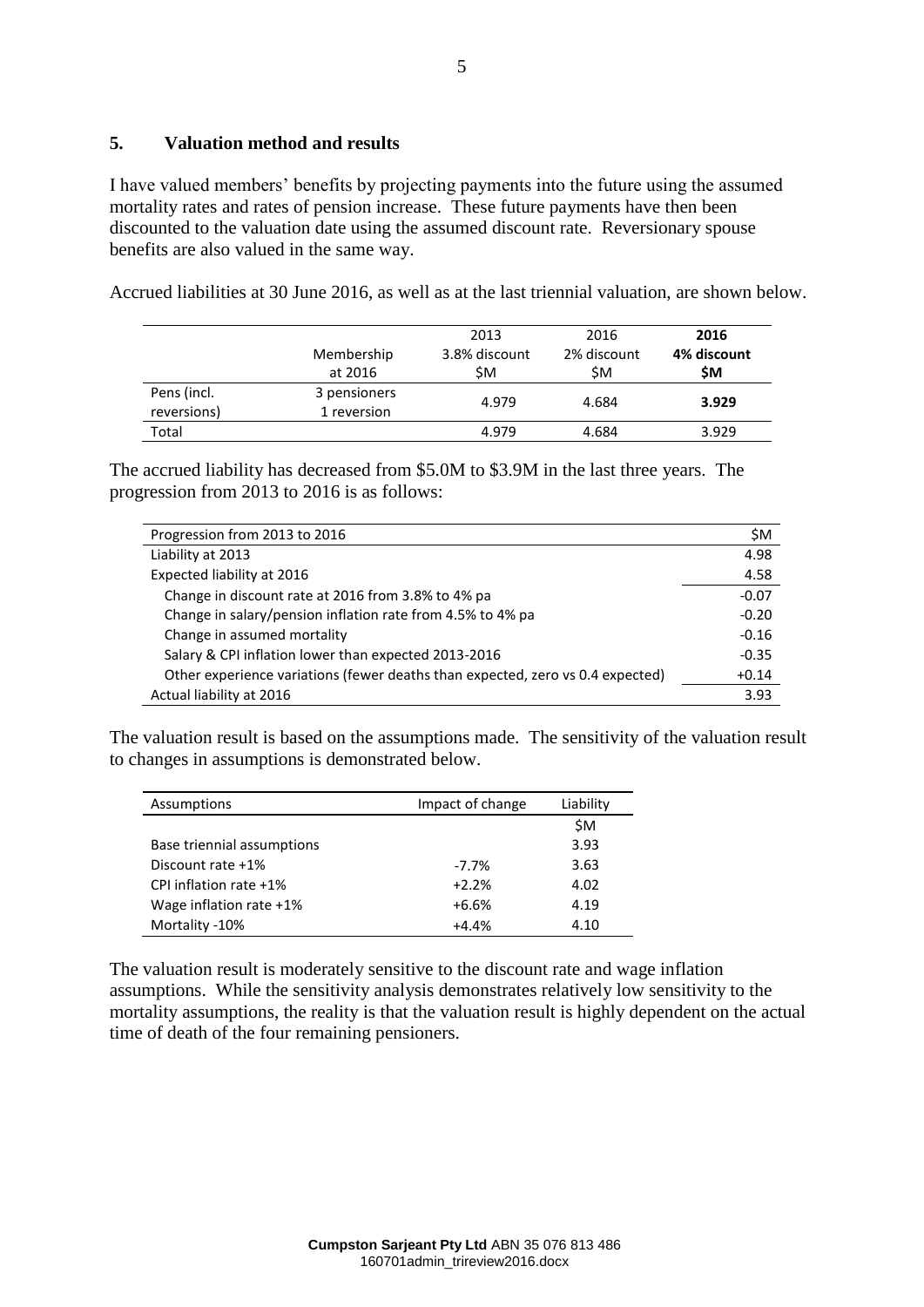## 5. Valuation method and results

I have valued members' benefits by projecting payments into the future using the assumed mortality rates and rates of pension increase. These future payments have then been discounted to the valuation date using the assumed discount rate. Reversionary spouse benefits are also valued in the same way.

Accrued liabilities at 30 June 2016, as well as at the last triennial valuation, are shown below.

| | Membership at 2016 | 2013 3.8% discount $M | 2016 2% discount $M | **2016 4% discount $M** |
|---|---|---|---|---|
| Pens (incl. reversions) | 3 pensioners 1 reversion | 4.979 | 4.684 | **3.929** |
| Total | | 4.979 | 4.684 | 3.929 |

The accrued liability has decreased from $5.0M to $3.9M in the last three years. The progression from 2013 to 2016 is as follows:

| Progression from 2013 to 2016 | $M |
|---|---|
| Liability at 2013 | 4.98 |
| Expected liability at 2016 | 4.58 |
| Change in discount rate at 2016 from 3.8% to 4% pa | -0.07 |
| Change in salary/pension inflation rate from 4.5% to 4% pa | -0.20 |
| Change in assumed mortality | -0.16 |
| Salary & CPI inflation lower than expected 2013-2016 | -0.35 |
| Other experience variations (fewer deaths than expected, zero vs 0.4 expected) | +0.14 |
| Actual liability at 2016 | 3.93 |

The valuation result is based on the assumptions made. The sensitivity of the valuation result to changes in assumptions is demonstrated below.

| Assumptions | Impact of change | Liability |
|---|---|---|
| | | $M |
| Base triennial assumptions | | 3.93 |
| Discount rate +1% | -7.7% | 3.63 |
| CPI inflation rate +1% | +2.2% | 4.02 |
| Wage inflation rate +1% | +6.6% | 4.19 |
| Mortality -10% | +4.4% | 4.10 |

The valuation result is moderately sensitive to the discount rate and wage inflation assumptions. While the sensitivity analysis demonstrates relatively low sensitivity to the mortality assumptions, the reality is that the valuation result is highly dependent on the actual time of death of the four remaining pensioners.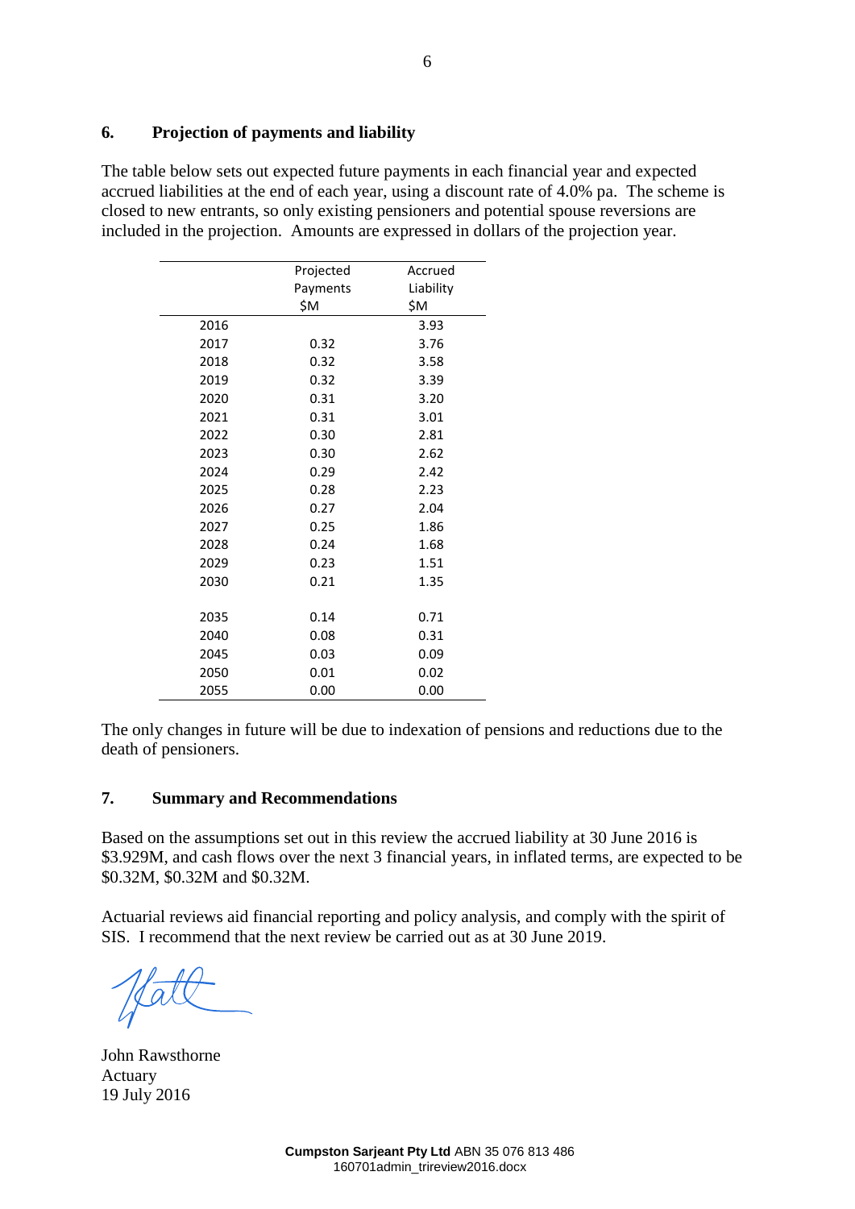## 6. Projection of payments and liability

The table below sets out expected future payments in each financial year and expected accrued liabilities at the end of each year, using a discount rate of 4.0% pa. The scheme is closed to new entrants, so only existing pensioners and potential spouse reversions are included in the projection. Amounts are expressed in dollars of the projection year.

| | Projected Payments $M | Accrued Liability $M |
|---|---|---|
| 2016 | | 3.93 |
| 2017 | 0.32 | 3.76 |
| 2018 | 0.32 | 3.58 |
| 2019 | 0.32 | 3.39 |
| 2020 | 0.31 | 3.20 |
| 2021 | 0.31 | 3.01 |
| 2022 | 0.30 | 2.81 |
| 2023 | 0.30 | 2.62 |
| 2024 | 0.29 | 2.42 |
| 2025 | 0.28 | 2.23 |
| 2026 | 0.27 | 2.04 |
| 2027 | 0.25 | 1.86 |
| 2028 | 0.24 | 1.68 |
| 2029 | 0.23 | 1.51 |
| 2030 | 0.21 | 1.35 |
| | | |
| 2035 | 0.14 | 0.71 |
| 2040 | 0.08 | 0.31 |
| 2045 | 0.03 | 0.09 |
| 2050 | 0.01 | 0.02 |
| 2055 | 0.00 | 0.00 |

The only changes in future will be due to indexation of pensions and reductions due to the death of pensioners.

## 7. Summary and Recommendations

Based on the assumptions set out in this review the accrued liability at 30 June 2016 is $3.929M, and cash flows over the next 3 financial years, in inflated terms, are expected to be $0.32M, $0.32M and $0.32M.

Actuarial reviews aid financial reporting and policy analysis, and comply with the spirit of SIS. I recommend that the next review be carried out as at 30 June 2019.

John Rawsthorne
Actuary
19 July 2016

**Cumpston Sarjeant Pty Ltd** ABN 35 076 813 486
160701admin_trireview2016.docx